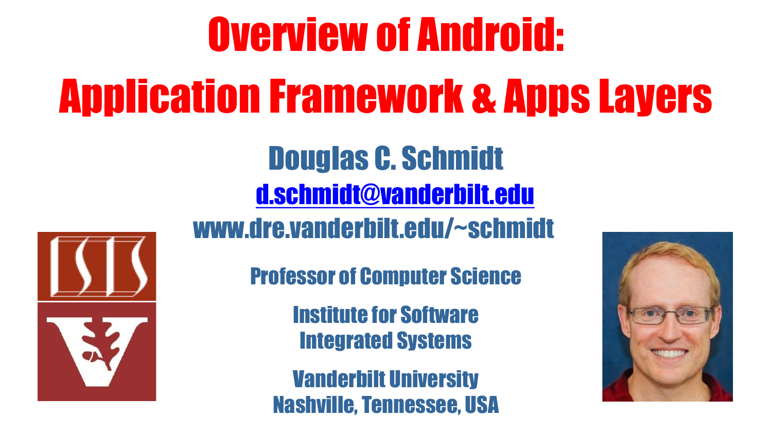# Overview of Android: Application Framework & Apps Layers

## Douglas C. Schmidt

[d.schmidt@vanderbilt.edu](mailto:d.schmidt@vanderbilt.edu)

www.dre.vanderbilt.edu/~schmidt

**Professor of Computer Science**

**Institute for Software Integrated Systems**

**Vanderbilt University**
**Nashville, Tennessee, USA**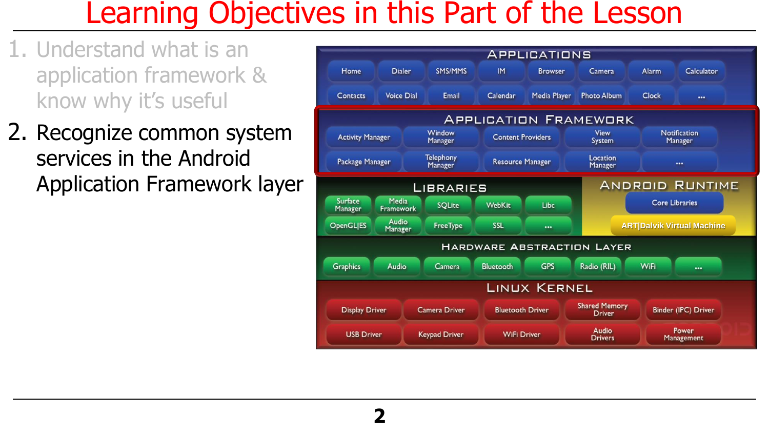# Learning Objectives in this Part of the Lesson

1. Understand what is an application framework & know why it's useful
2. Recognize common system services in the Android Application Framework layer

**APPLICATIONS**

Home | Dialer | SMS/MMS | IM | Browser | Camera | Alarm | Calculator

Contacts | Voice Dial | Email | Calendar | Media Player | Photo Album | Clock | ...

**APPLICATION FRAMEWORK**

Activity Manager | Window Manager | Content Providers | View System | Notification Manager

Package Manager | Telephony Manager | Resource Manager | Location Manager | ...

**LIBRARIES**

Surface Manager | Media Framework | SQLite | WebKit | Libc

OpenGL|ES | Audio Manager | FreeType | SSL | ...

**ANDROID RUNTIME**

Core Libraries

ART|Dalvik Virtual Machine

**HARDWARE ABSTRACTION LAYER**

Graphics | Audio | Camera | Bluetooth | GPS | Radio (RIL) | WiFi | ...

**LINUX KERNEL**

Display Driver | Camera Driver | Bluetooth Driver | Shared Memory Driver | Binder (IPC) Driver

USB Driver | Keypad Driver | WiFi Driver | Audio Drivers | Power Management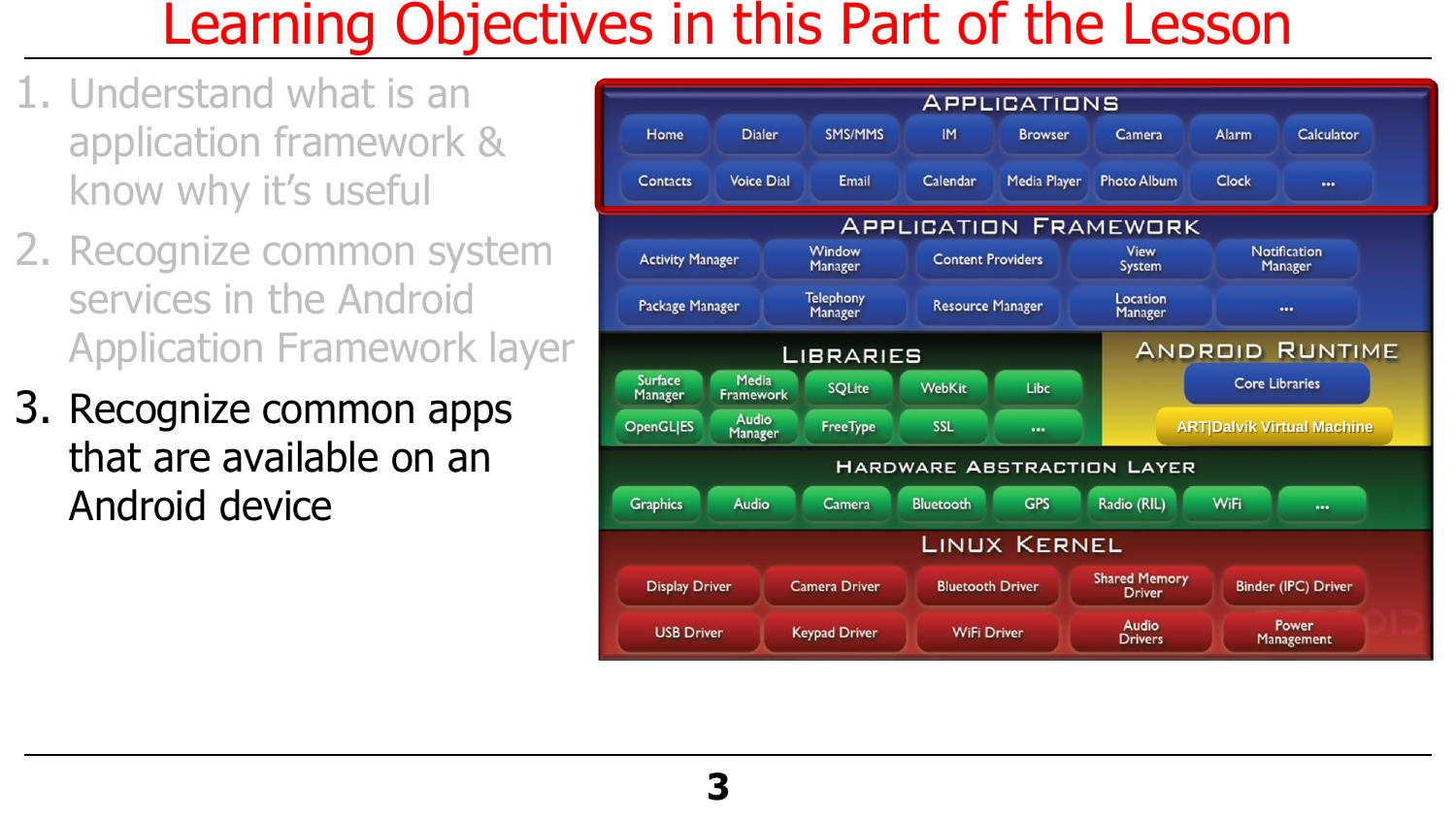# Learning Objectives in this Part of the Lesson

1. Understand what is an application framework & know why it's useful
2. Recognize common system services in the Android Application Framework layer
3. Recognize common apps that are available on an Android device

**APPLICATIONS**

Home | Dialer | SMS/MMS | IM | Browser | Camera | Alarm | Calculator
Contacts | Voice Dial | Email | Calendar | Media Player | Photo Album | Clock | ...

**APPLICATION FRAMEWORK**

Activity Manager | Window Manager | Content Providers | View System | Notification Manager
Package Manager | Telephony Manager | Resource Manager | Location Manager | ...

**LIBRARIES**

Surface Manager | Media Framework | SQLite | WebKit | Libc
OpenGL|ES | Audio Manager | FreeType | SSL | ...

**ANDROID RUNTIME**

Core Libraries
ART|Dalvik Virtual Machine

**HARDWARE ABSTRACTION LAYER**

Graphics | Audio | Camera | Bluetooth | GPS | Radio (RIL) | WiFi | ...

**LINUX KERNEL**

Display Driver | Camera Driver | Bluetooth Driver | Shared Memory Driver | Binder (IPC) Driver
USB Driver | Keypad Driver | WiFi Driver | Audio Drivers | Power Management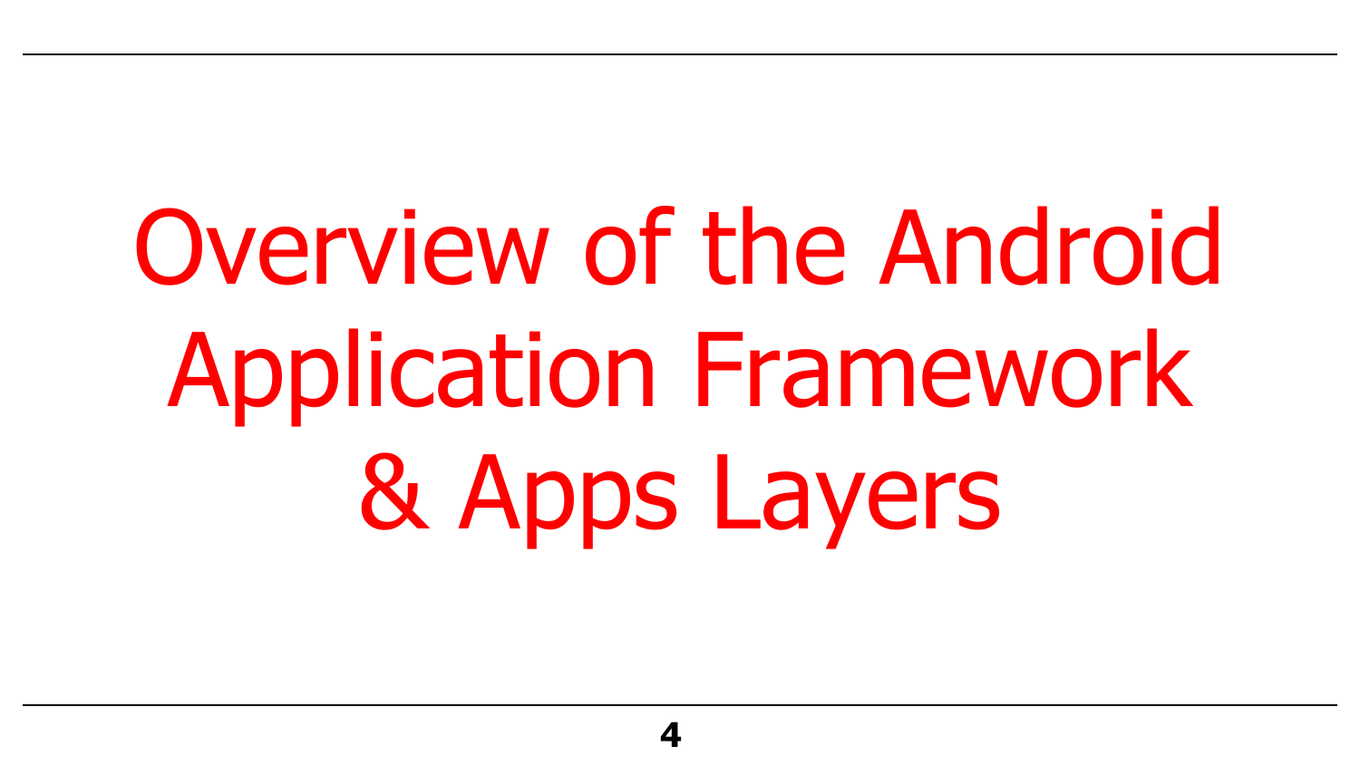# Overview of the Android Application Framework & Apps Layers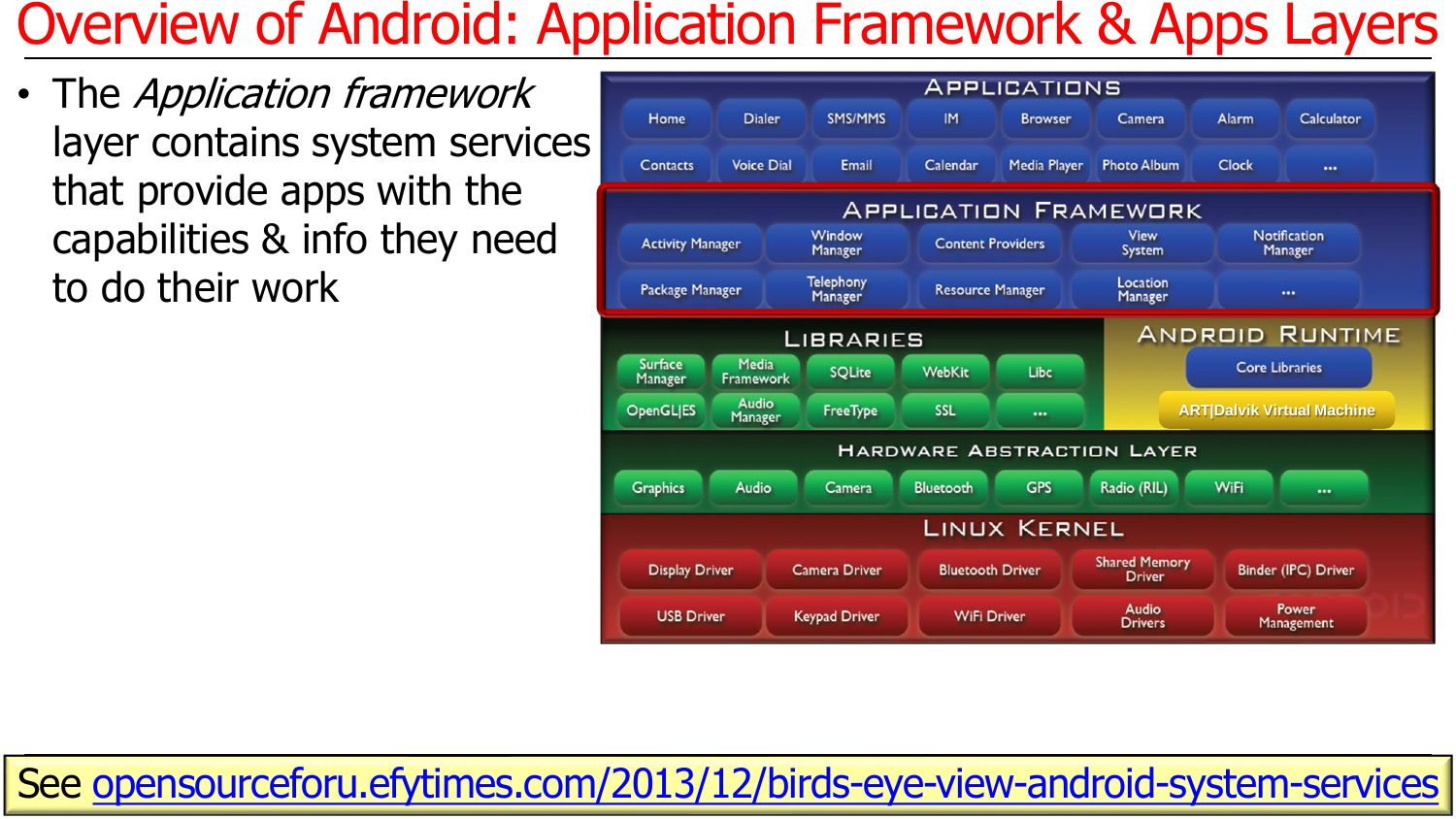# Overview of Android: Application Framework & Apps Layers

- The *Application framework* layer contains system services that provide apps with the capabilities & info they need to do their work

**APPLICATIONS**

Home, Dialer, SMS/MMS, IM, Browser, Camera, Alarm, Calculator, Contacts, Voice Dial, Email, Calendar, Media Player, Photo Album, Clock, ...

**APPLICATION FRAMEWORK**

Activity Manager, Window Manager, Content Providers, View System, Notification Manager, Package Manager, Telephony Manager, Resource Manager, Location Manager, ...

**LIBRARIES**

Surface Manager, Media Framework, SQLite, WebKit, Libc, OpenGL|ES, Audio Manager, FreeType, SSL, ...

**ANDROID RUNTIME**

Core Libraries, ART|Dalvik Virtual Machine

**HARDWARE ABSTRACTION LAYER**

Graphics, Audio, Camera, Bluetooth, GPS, Radio (RIL), WiFi, ...

**LINUX KERNEL**

Display Driver, Camera Driver, Bluetooth Driver, Shared Memory Driver, Binder (IPC) Driver, USB Driver, Keypad Driver, WiFi Driver, Audio Drivers, Power Management

See opensourceforu.efytimes.com/2013/12/birds-eye-view-android-system-services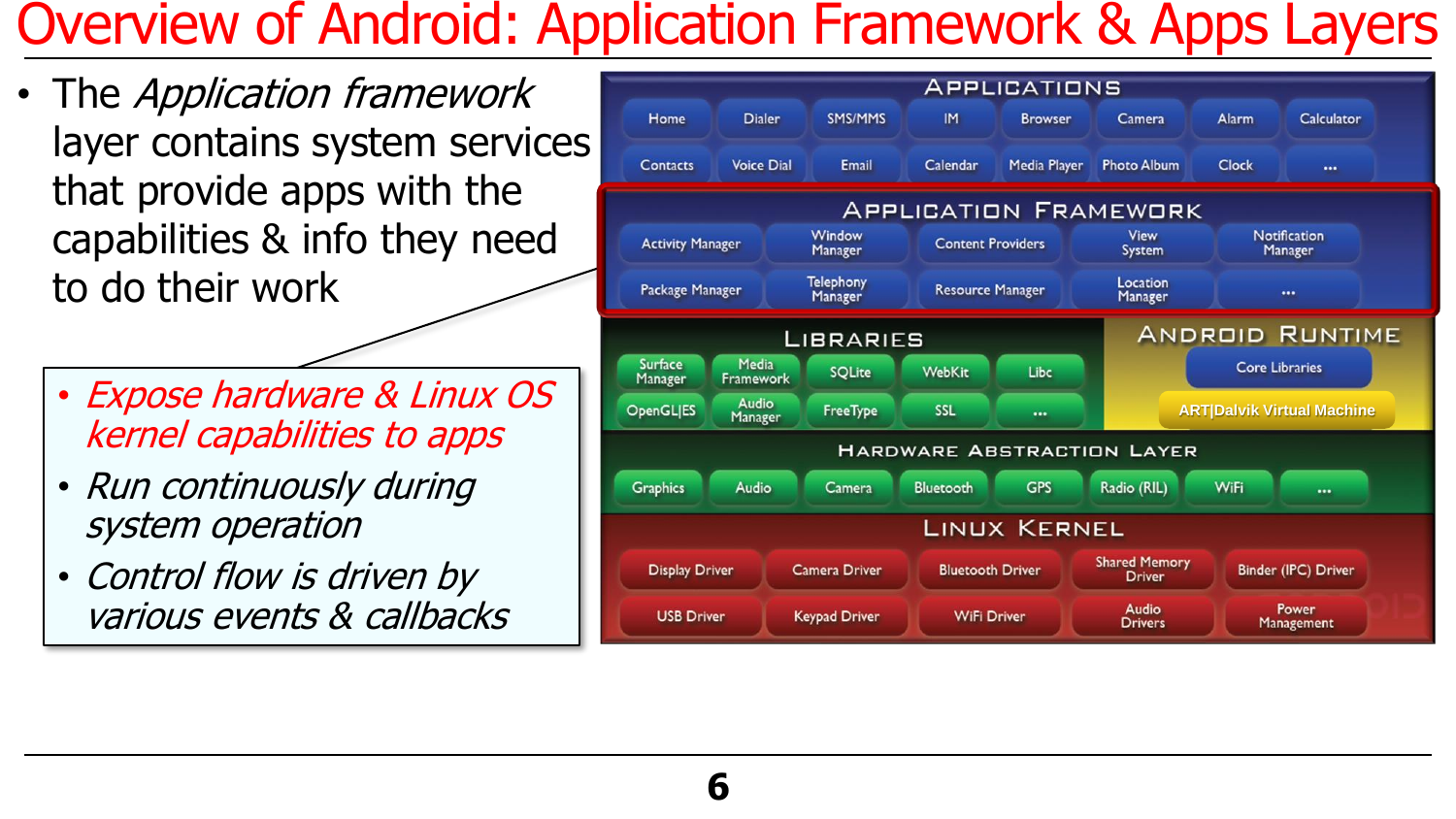# Overview of Android: Application Framework & Apps Layers

- The *Application framework* layer contains system services that provide apps with the capabilities & info they need to do their work
  - *Expose hardware & Linux OS kernel capabilities to apps*
  - *Run continuously during system operation*
  - *Control flow is driven by various events & callbacks*

**APPLICATIONS**

Home | Dialer | SMS/MMS | IM | Browser | Camera | Alarm | Calculator

Contacts | Voice Dial | Email | Calendar | Media Player | Photo Album | Clock | ...

**APPLICATION FRAMEWORK**

Activity Manager | Window Manager | Content Providers | View System | Notification Manager

Package Manager | Telephony Manager | Resource Manager | Location Manager | ...

**LIBRARIES**

Surface Manager | Media Framework | SQLite | WebKit | Libc

OpenGL|ES | Audio Manager | FreeType | SSL | ...

**ANDROID RUNTIME**

Core Libraries

ART|Dalvik Virtual Machine

**HARDWARE ABSTRACTION LAYER**

Graphics | Audio | Camera | Bluetooth | GPS | Radio (RIL) | WiFi | ...

**LINUX KERNEL**

Display Driver | Camera Driver | Bluetooth Driver | Shared Memory Driver | Binder (IPC) Driver

USB Driver | Keypad Driver | WiFi Driver | Audio Drivers | Power Management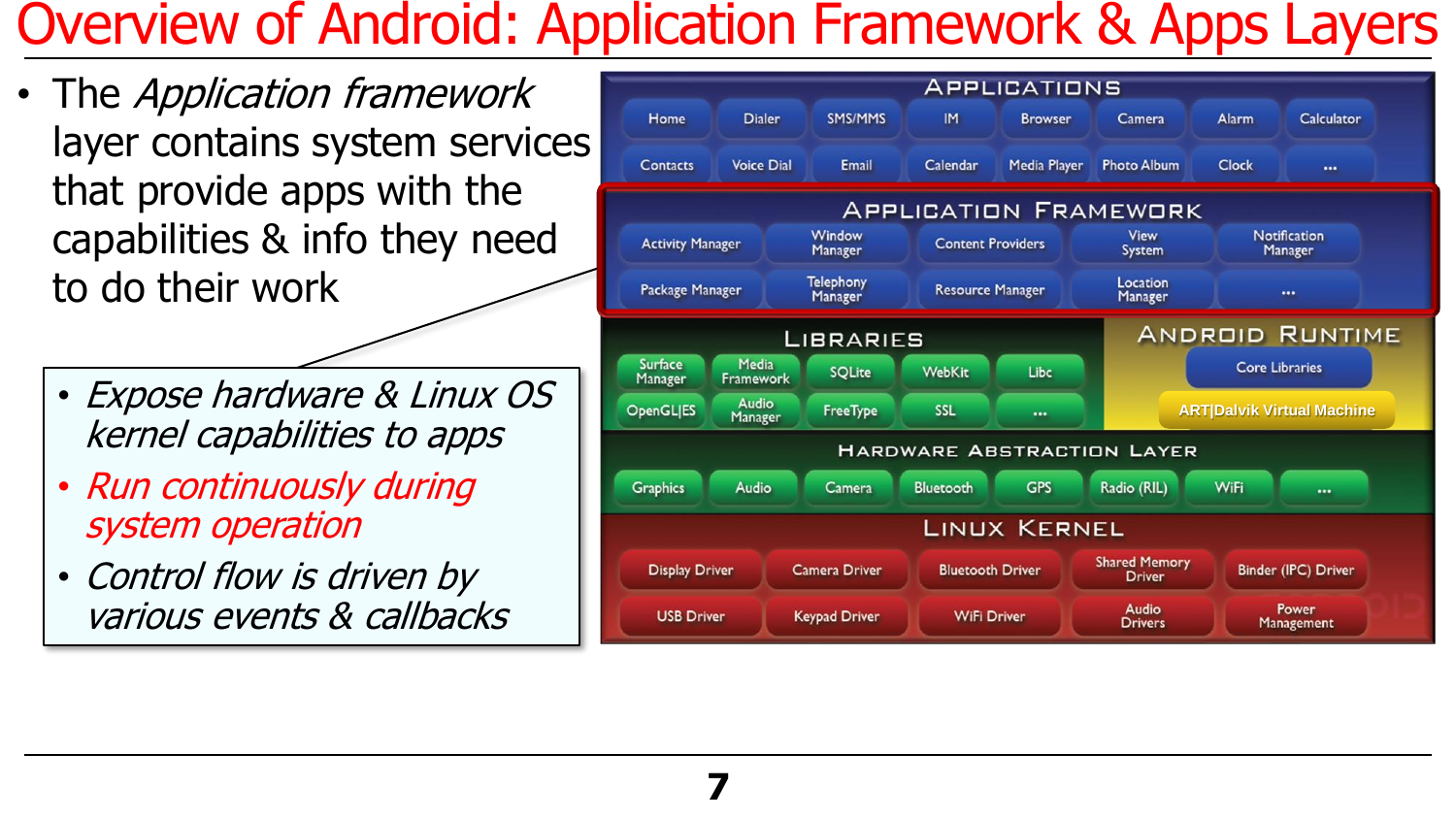# Overview of Android: Application Framework & Apps Layers

- The *Application framework* layer contains system services that provide apps with the capabilities & info they need to do their work
  - *Expose hardware & Linux OS kernel capabilities to apps*
  - *Run continuously during system operation*
  - *Control flow is driven by various events & callbacks*

**APPLICATIONS**

Home | Dialer | SMS/MMS | IM | Browser | Camera | Alarm | Calculator
Contacts | Voice Dial | Email | Calendar | Media Player | Photo Album | Clock | ...

**APPLICATION FRAMEWORK**

Activity Manager | Window Manager | Content Providers | View System | Notification Manager
Package Manager | Telephony Manager | Resource Manager | Location Manager | ...

**LIBRARIES**

Surface Manager | Media Framework | SQLite | WebKit | Libc
OpenGL|ES | Audio Manager | FreeType | SSL | ...

**ANDROID RUNTIME**

Core Libraries
ART|Dalvik Virtual Machine

**HARDWARE ABSTRACTION LAYER**

Graphics | Audio | Camera | Bluetooth | GPS | Radio (RIL) | WiFi | ...

**LINUX KERNEL**

Display Driver | Camera Driver | Bluetooth Driver | Shared Memory Driver | Binder (IPC) Driver
USB Driver | Keypad Driver | WiFi Driver | Audio Drivers | Power Management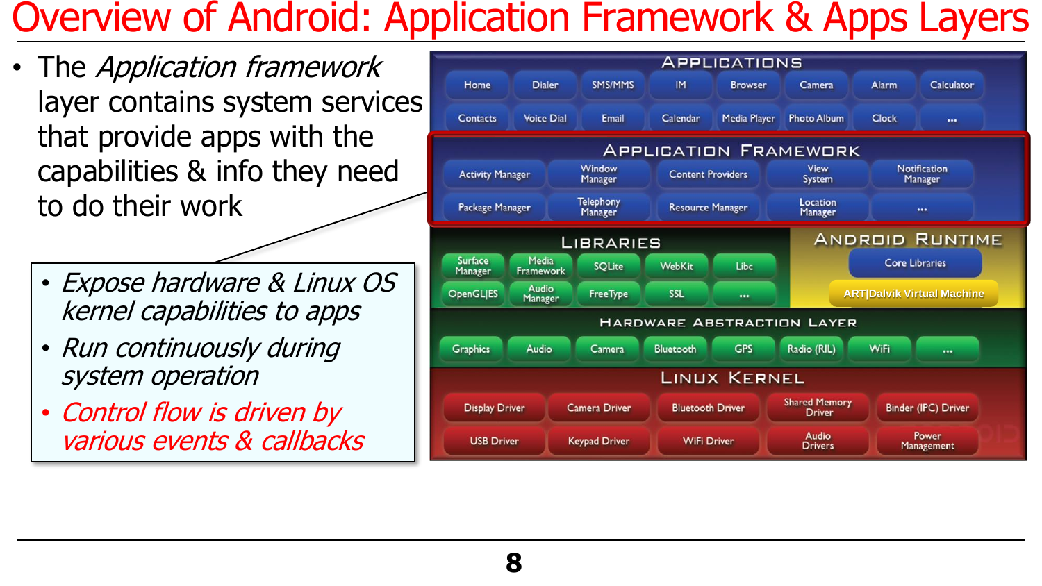# Overview of Android: Application Framework & Apps Layers

- The *Application framework* layer contains system services that provide apps with the capabilities & info they need to do their work
  - *Expose hardware & Linux OS kernel capabilities to apps*
  - *Run continuously during system operation*
  - *Control flow is driven by various events & callbacks*

**APPLICATIONS**

Home | Dialer | SMS/MMS | IM | Browser | Camera | Alarm | Calculator
Contacts | Voice Dial | Email | Calendar | Media Player | Photo Album | Clock | ...

**APPLICATION FRAMEWORK**

Activity Manager | Window Manager | Content Providers | View System | Notification Manager
Package Manager | Telephony Manager | Resource Manager | Location Manager | ...

**LIBRARIES**

Surface Manager | Media Framework | SQLite | WebKit | Libc
OpenGL|ES | Audio Manager | FreeType | SSL | ...

**ANDROID RUNTIME**

Core Libraries
ART|Dalvik Virtual Machine

**HARDWARE ABSTRACTION LAYER**

Graphics | Audio | Camera | Bluetooth | GPS | Radio (RIL) | WiFi | ...

**LINUX KERNEL**

Display Driver | Camera Driver | Bluetooth Driver | Shared Memory Driver | Binder (IPC) Driver
USB Driver | Keypad Driver | WiFi Driver | Audio Drivers | Power Management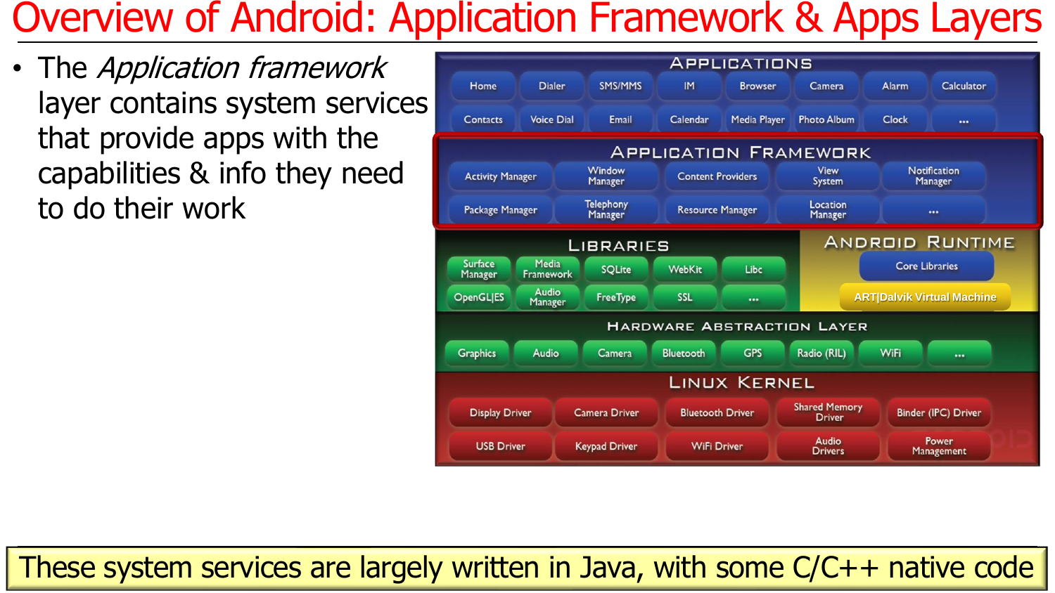# Overview of Android: Application Framework & Apps Layers

- The *Application framework* layer contains system services that provide apps with the capabilities & info they need to do their work

**Applications**

| Home | Dialer | SMS/MMS | IM | Browser | Camera | Alarm | Calculator |
|---|---|---|---|---|---|---|---|
| Contacts | Voice Dial | Email | Calendar | Media Player | Photo Album | Clock | ... |

**Application Framework**

| Activity Manager | Window Manager | Content Providers | View System | Notification Manager |
|---|---|---|---|---|
| Package Manager | Telephony Manager | Resource Manager | Location Manager | ... |

**Libraries**

| Surface Manager | Media Framework | SQLite | WebKit | Libc |
|---|---|---|---|---|
| OpenGL\|ES | Audio Manager | FreeType | SSL | ... |

**Android Runtime**

- Core Libraries
- ART|Dalvik Virtual Machine

**Hardware Abstraction Layer**

| Graphics | Audio | Camera | Bluetooth | GPS | Radio (RIL) | WiFi | ... |
|---|---|---|---|---|---|---|---|

**Linux Kernel**

| Display Driver | Camera Driver | Bluetooth Driver | Shared Memory Driver | Binder (IPC) Driver |
|---|---|---|---|---|
| USB Driver | Keypad Driver | WiFi Driver | Audio Drivers | Power Management |

These system services are largely written in Java, with some C/C++ native code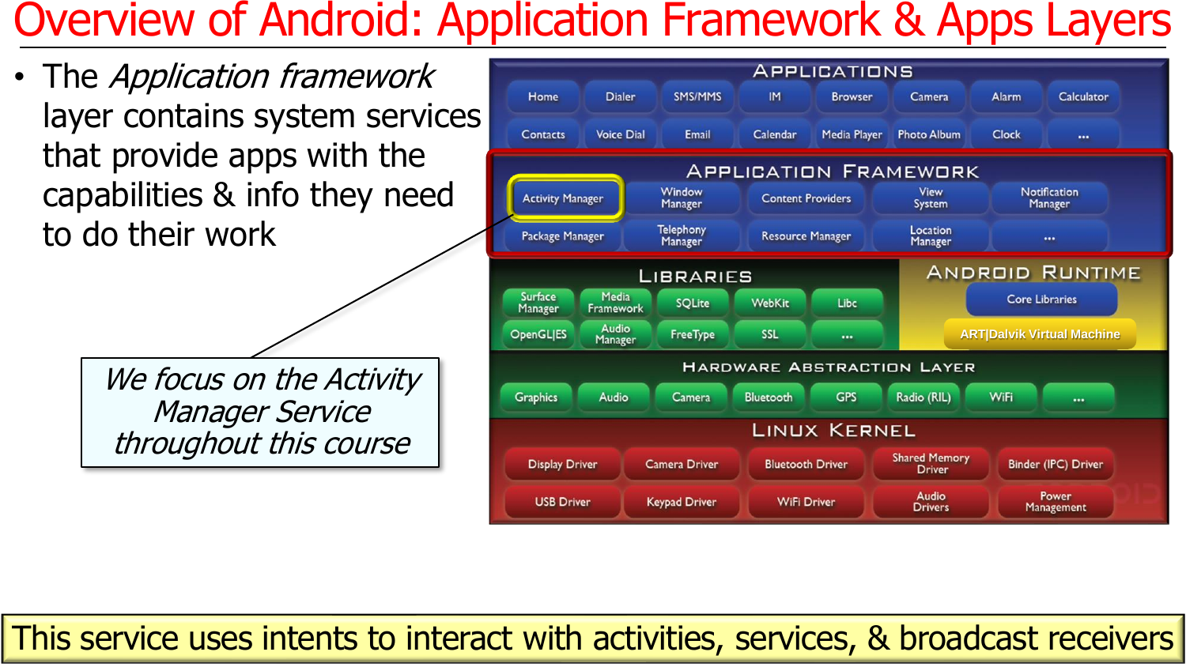# Overview of Android: Application Framework & Apps Layers

- The *Application framework* layer contains system services that provide apps with the capabilities & info they need to do their work

**APPLICATIONS**

| Home | Dialer | SMS/MMS | IM | Browser | Camera | Alarm | Calculator |
|---|---|---|---|---|---|---|---|
| Contacts | Voice Dial | Email | Calendar | Media Player | Photo Album | Clock | ... |

**APPLICATION FRAMEWORK**

| Activity Manager | Window Manager | Content Providers | View System | Notification Manager |
|---|---|---|---|---|
| Package Manager | Telephony Manager | Resource Manager | Location Manager | ... |

**LIBRARIES**

| Surface Manager | Media Framework | SQLite | WebKit | Libc |
|---|---|---|---|---|
| OpenGL\|ES | Audio Manager | FreeType | SSL | ... |

**ANDROID RUNTIME**

- Core Libraries
- ART|Dalvik Virtual Machine

**HARDWARE ABSTRACTION LAYER**

| Graphics | Audio | Camera | Bluetooth | GPS | Radio (RIL) | WiFi | ... |
|---|---|---|---|---|---|---|---|

**LINUX KERNEL**

| Display Driver | Camera Driver | Bluetooth Driver | Shared Memory Driver | Binder (IPC) Driver |
|---|---|---|---|---|
| USB Driver | Keypad Driver | WiFi Driver | Audio Drivers | Power Management |

*We focus on the Activity Manager Service throughout this course*

This service uses intents to interact with activities, services, & broadcast receivers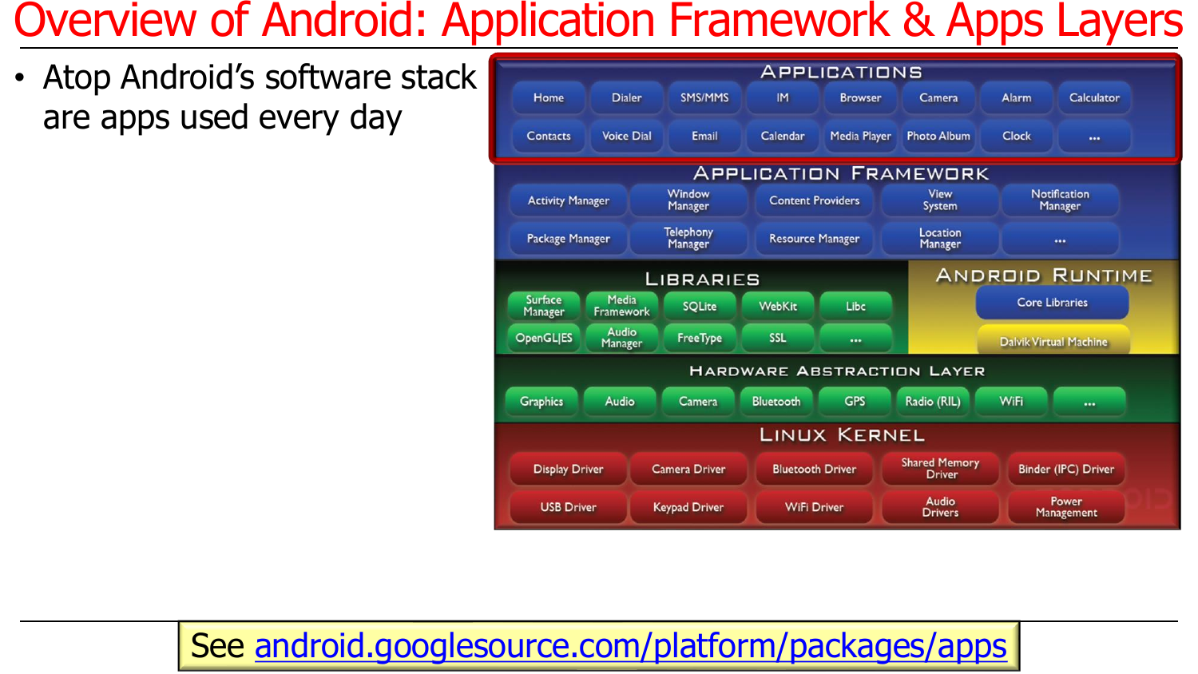# Overview of Android: Application Framework & Apps Layers

- Atop Android's software stack are apps used every day

**APPLICATIONS**

Home | Dialer | SMS/MMS | IM | Browser | Camera | Alarm | Calculator
Contacts | Voice Dial | Email | Calendar | Media Player | Photo Album | Clock | ...

**APPLICATION FRAMEWORK**

Activity Manager | Window Manager | Content Providers | View System | Notification Manager
Package Manager | Telephony Manager | Resource Manager | Location Manager | ...

**LIBRARIES**

Surface Manager | Media Framework | SQLite | WebKit | Libc
OpenGL|ES | Audio Manager | FreeType | SSL | ...

**ANDROID RUNTIME**

Core Libraries
Dalvik Virtual Machine

**HARDWARE ABSTRACTION LAYER**

Graphics | Audio | Camera | Bluetooth | GPS | Radio (RIL) | WiFi | ...

**LINUX KERNEL**

Display Driver | Camera Driver | Bluetooth Driver | Shared Memory Driver | Binder (IPC) Driver
USB Driver | Keypad Driver | WiFi Driver | Audio Drivers | Power Management

See android.googlesource.com/platform/packages/apps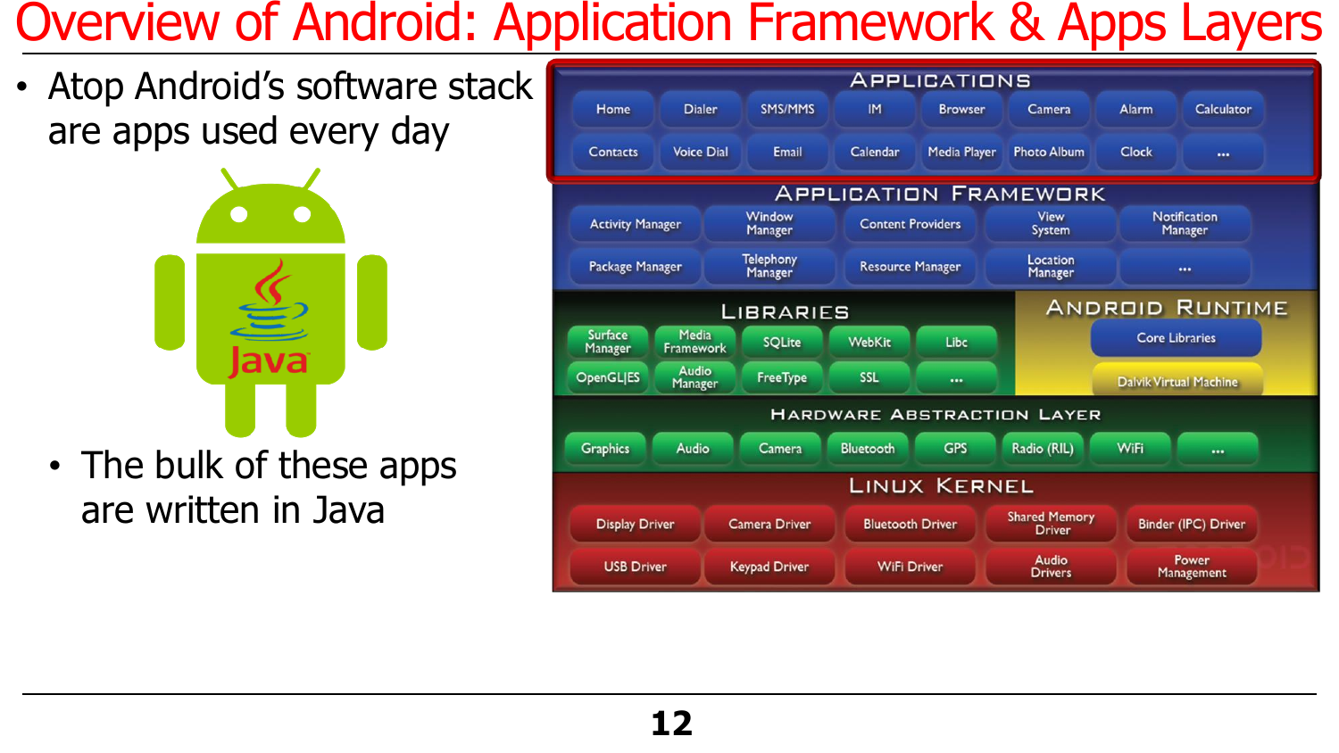# Overview of Android: Application Framework & Apps Layers

- Atop Android's software stack are apps used every day
- The bulk of these apps are written in Java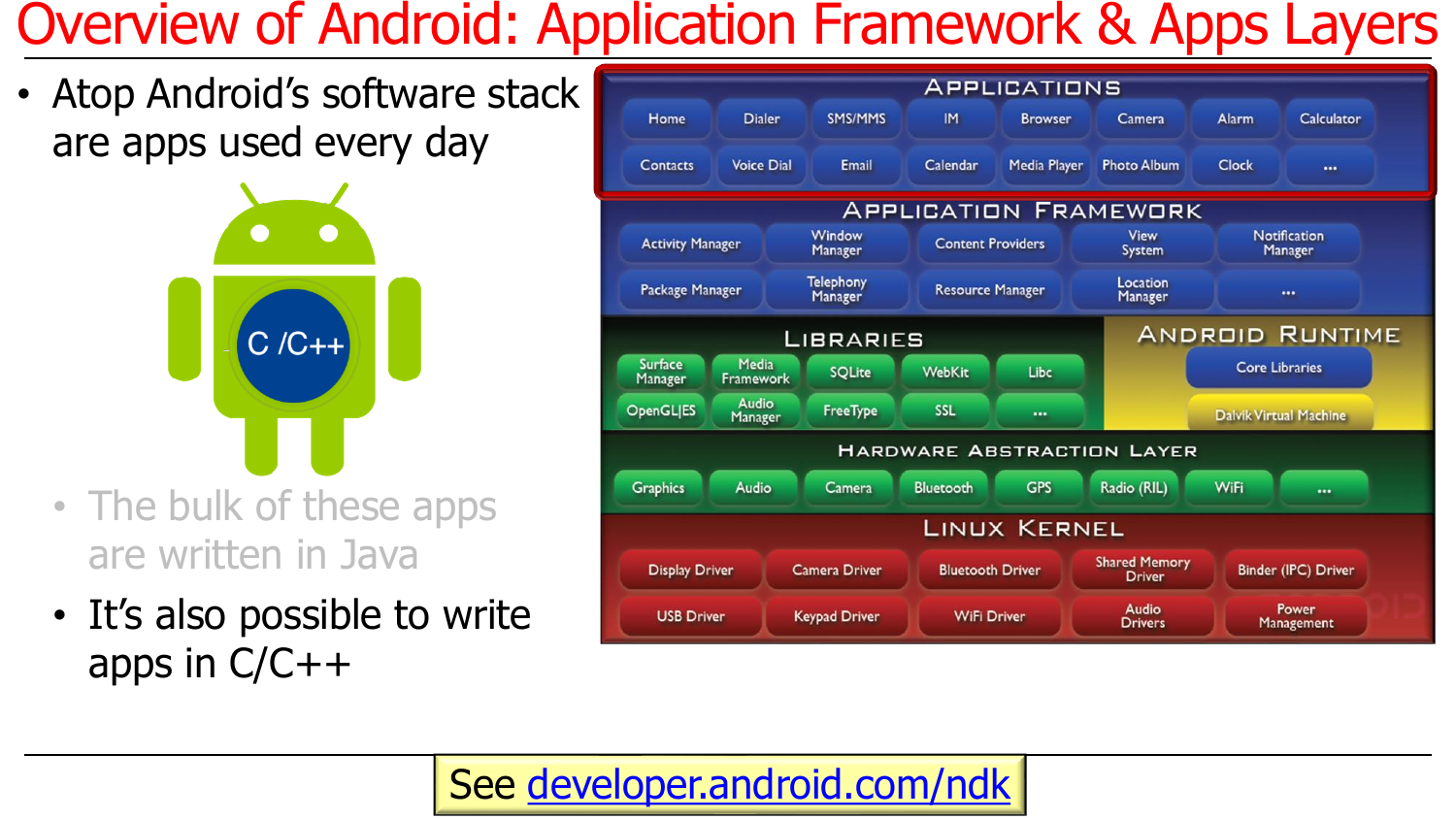# Overview of Android: Application Framework & Apps Layers

- Atop Android's software stack are apps used every day
  - The bulk of these apps are written in Java
  - It's also possible to write apps in C/C++

See developer.android.com/ndk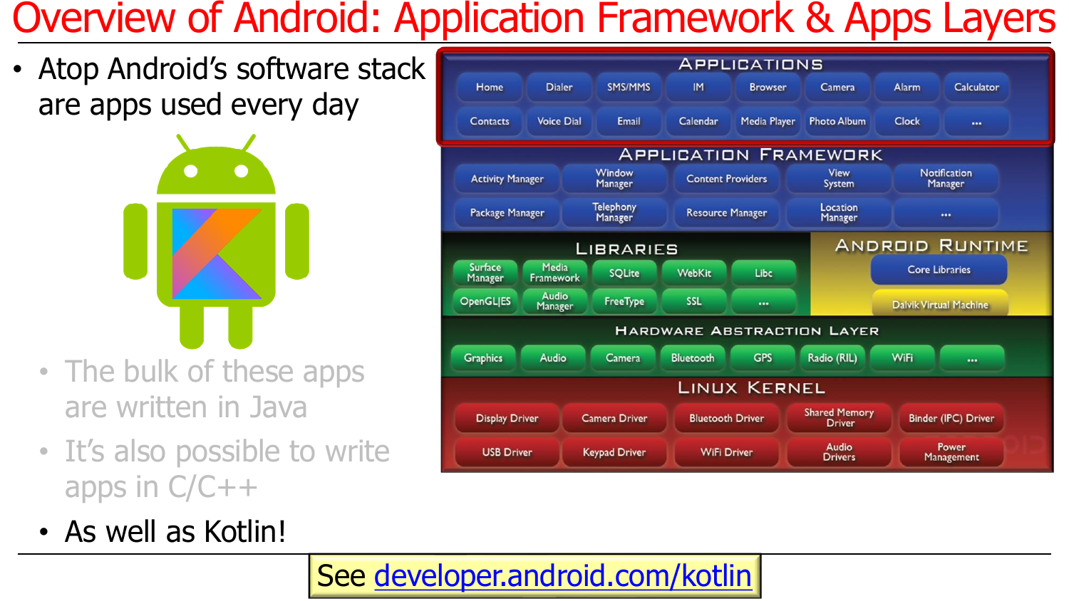# Overview of Android: Application Framework & Apps Layers

- Atop Android's software stack are apps used every day
  - The bulk of these apps are written in Java
  - It's also possible to write apps in C/C++
  - As well as Kotlin!

APPLICATIONS
Home | Dialer | SMS/MMS | IM | Browser | Camera | Alarm | Calculator
Contacts | Voice Dial | Email | Calendar | Media Player | Photo Album | Clock | ...

APPLICATION FRAMEWORK
Activity Manager | Window Manager | Content Providers | View System | Notification Manager
Package Manager | Telephony Manager | Resource Manager | Location Manager | ...

LIBRARIES
Surface Manager | Media Framework | SQLite | WebKit | Libc
OpenGL|ES | Audio Manager | FreeType | SSL | ...

ANDROID RUNTIME
Core Libraries
Dalvik Virtual Machine

HARDWARE ABSTRACTION LAYER
Graphics | Audio | Camera | Bluetooth | GPS | Radio (RIL) | WiFi | ...

LINUX KERNEL
Display Driver | Camera Driver | Bluetooth Driver | Shared Memory Driver | Binder (IPC) Driver
USB Driver | Keypad Driver | WiFi Driver | Audio Drivers | Power Management

See developer.android.com/kotlin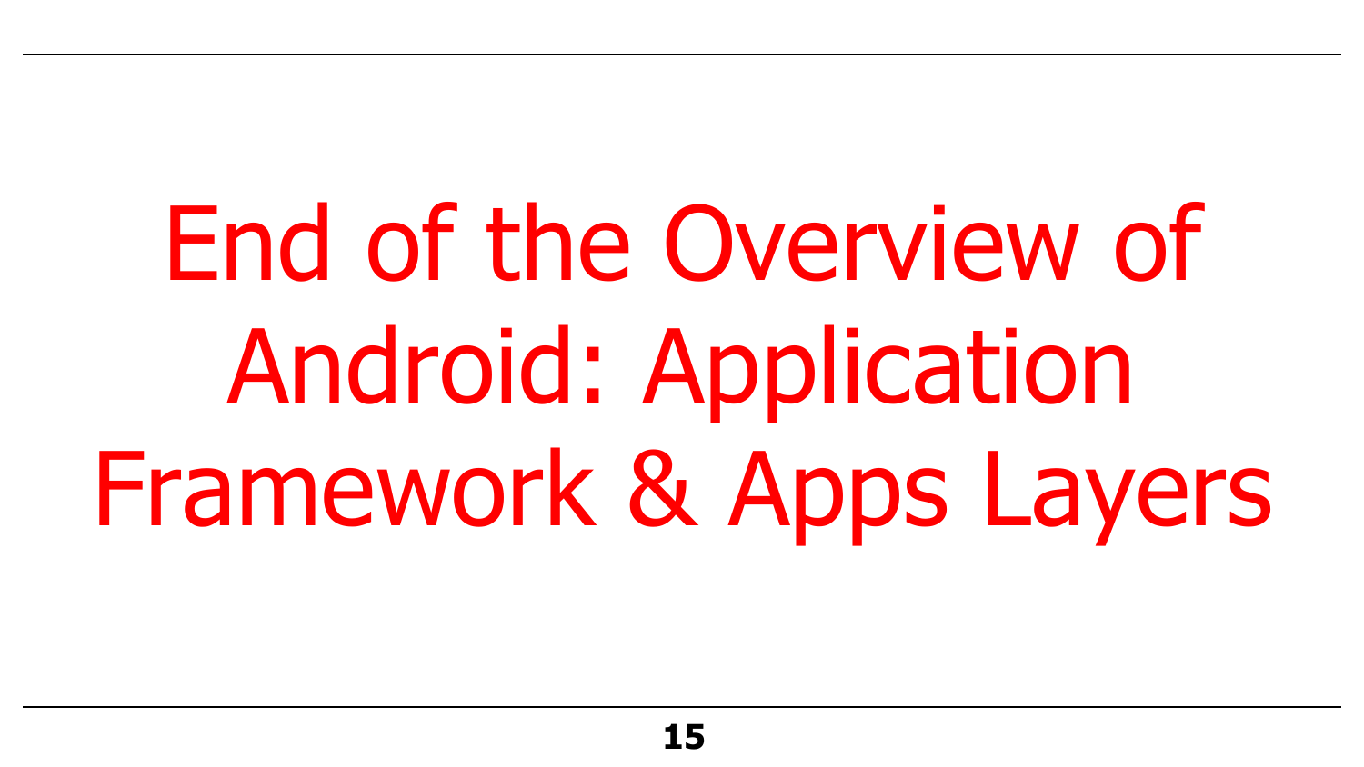# End of the Overview of Android: Application Framework & Apps Layers